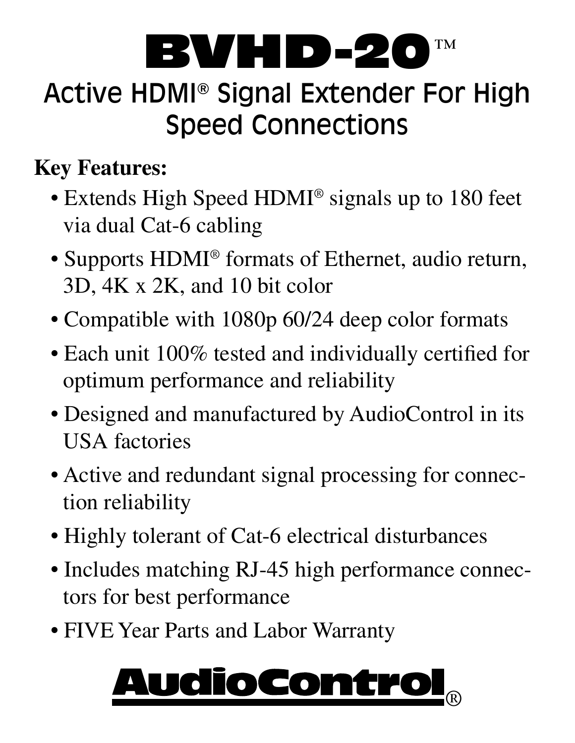# BVHD-20™

## Active HDMI® Signal Extender For High Speed Connections

**Key Features:**

- Extends High Speed HDMI® signals up to 180 feet via dual Cat-6 cabling
- Supports HDMI® formats of Ethernet, audio return, 3D, 4K x 2K, and 10 bit color
- Compatible with 1080p 60/24 deep color formats
- Each unit 100% tested and individually certified for optimum performance and reliability
- Designed and manufactured by AudioControl in its USA factories
- Active and redundant signal processing for connection reliability
- Highly tolerant of Cat-6 electrical disturbances
- Includes matching RJ-45 high performance connectors for best performance
- FIVE Year Parts and Labor Warranty

AudioControl®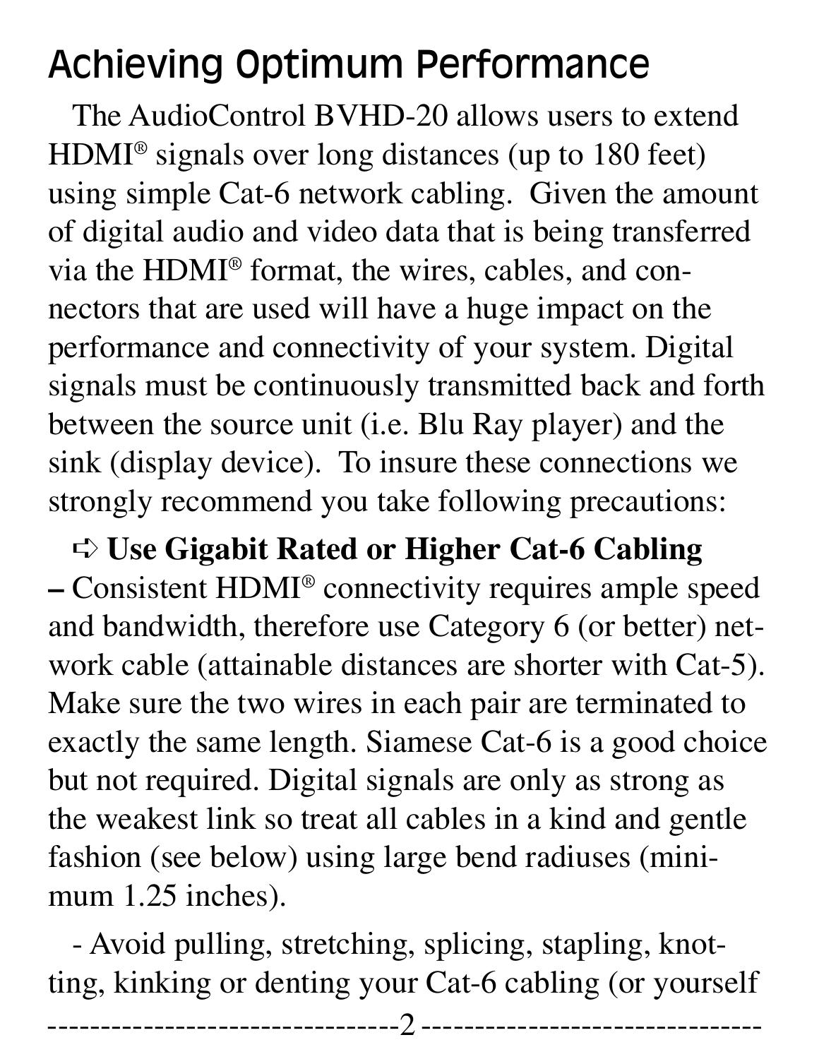## Achieving Optimum Performance

The AudioControl BVHD-20 allows users to extend HDMI® signals over long distances (up to 180 feet) using simple Cat-6 network cabling. Given the amount of digital audio and video data that is being transferred via the HDMI® format, the wires, cables, and connectors that are used will have a huge impact on the performance and connectivity of your system. Digital signals must be continuously transmitted back and forth between the source unit (i.e. Blu Ray player) and the sink (display device). To insure these connections we strongly recommend you take following precautions:

➪ **Use Gigabit Rated or Higher Cat-6 Cabling –** Consistent HDMI® connectivity requires ample speed and bandwidth, therefore use Category 6 (or better) network cable (attainable distances are shorter with Cat-5). Make sure the two wires in each pair are terminated to exactly the same length. Siamese Cat-6 is a good choice but not required. Digital signals are only as strong as the weakest link so treat all cables in a kind and gentle fashion (see below) using large bend radiuses (minimum 1.25 inches).

- Avoid pulling, stretching, splicing, stapling, knotting, kinking or denting your Cat-6 cabling (or yourself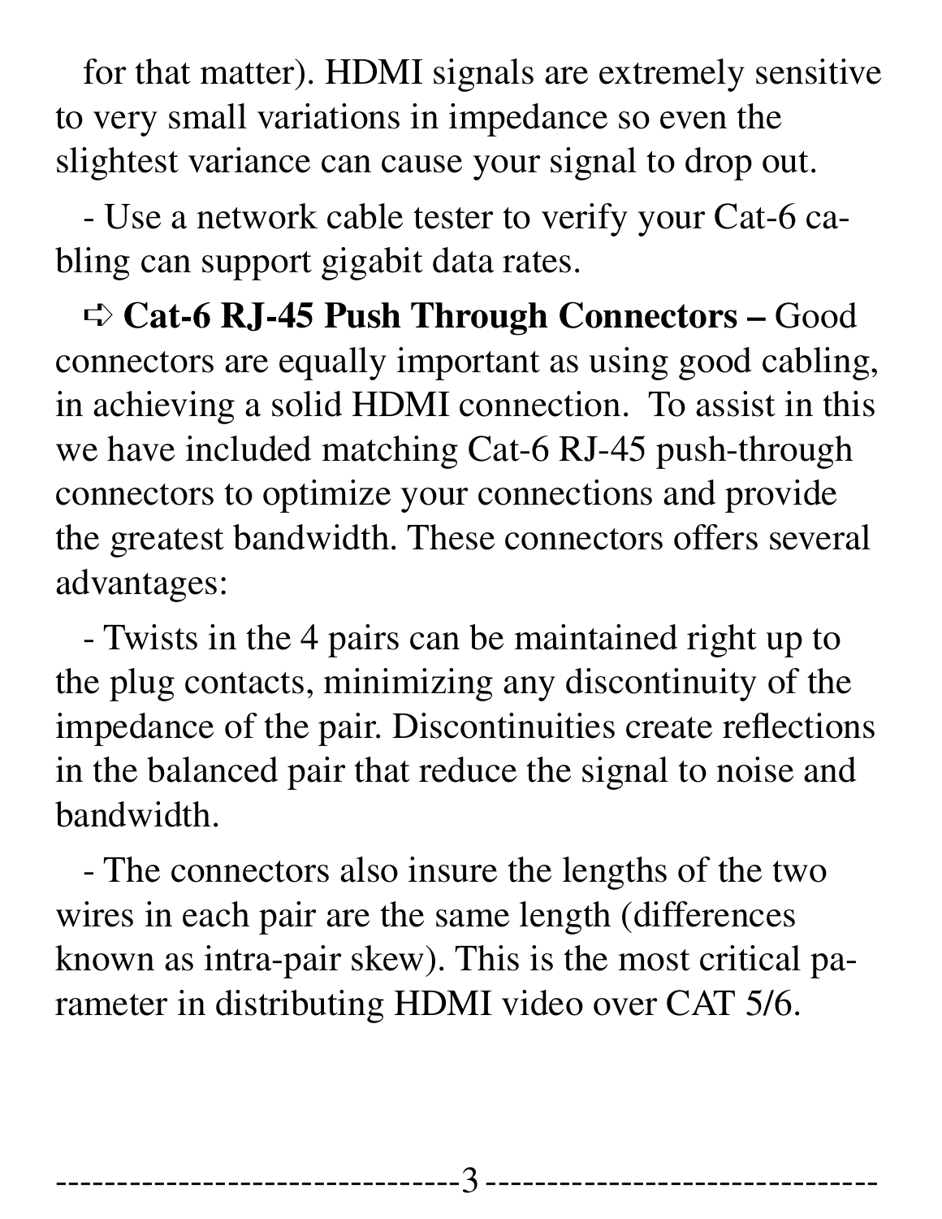for that matter). HDMI signals are extremely sensitive to very small variations in impedance so even the slightest variance can cause your signal to drop out.

- Use a network cable tester to verify your Cat-6 cabling can support gigabit data rates.

➪ **Cat-6 RJ-45 Push Through Connectors –** Good connectors are equally important as using good cabling, in achieving a solid HDMI connection. To assist in this we have included matching Cat-6 RJ-45 push-through connectors to optimize your connections and provide the greatest bandwidth. These connectors offers several advantages:

- Twists in the 4 pairs can be maintained right up to the plug contacts, minimizing any discontinuity of the impedance of the pair. Discontinuities create reflections in the balanced pair that reduce the signal to noise and bandwidth.

- The connectors also insure the lengths of the two wires in each pair are the same length (differences known as intra-pair skew). This is the most critical parameter in distributing HDMI video over CAT 5/6.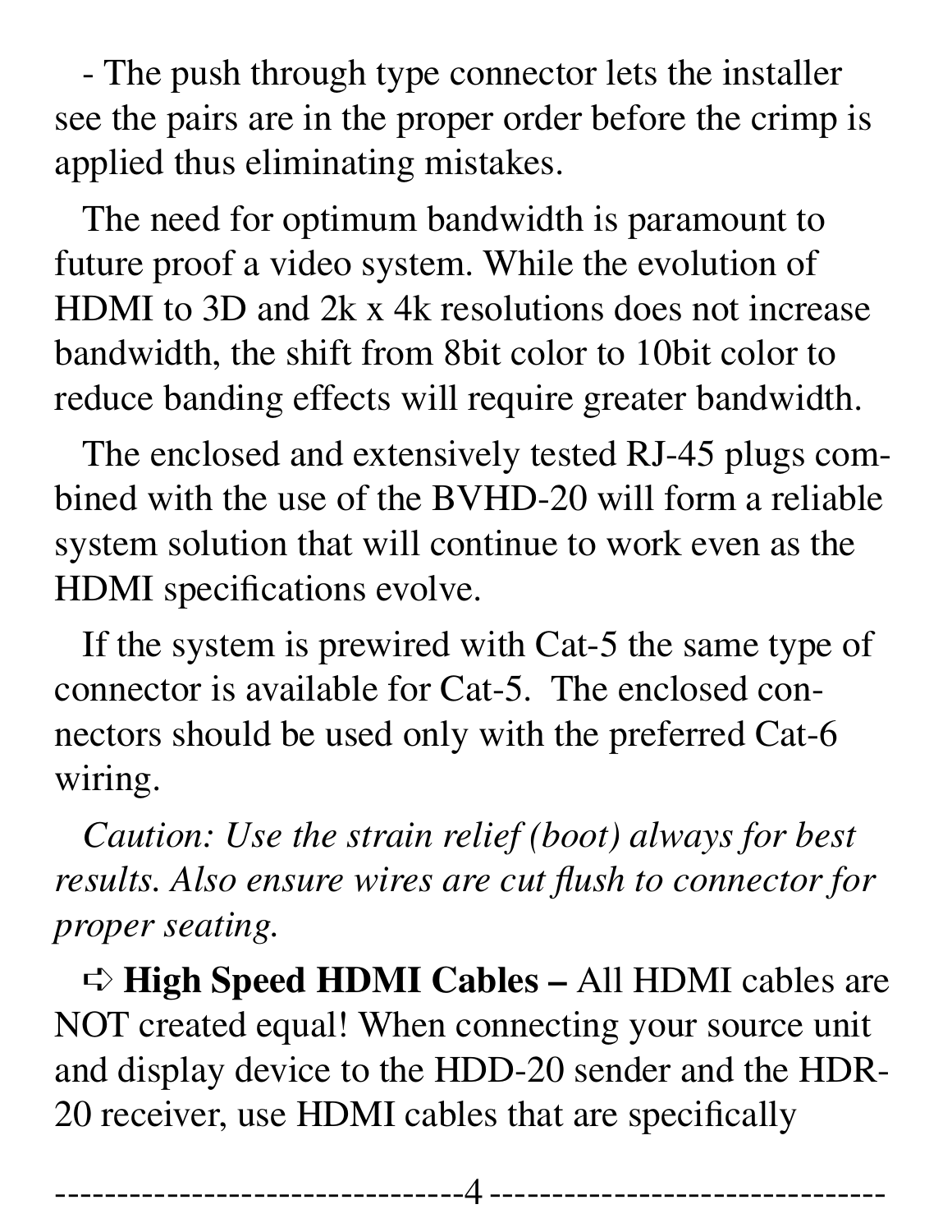- The push through type connector lets the installer see the pairs are in the proper order before the crimp is applied thus eliminating mistakes.

The need for optimum bandwidth is paramount to future proof a video system. While the evolution of HDMI to 3D and 2k x 4k resolutions does not increase bandwidth, the shift from 8bit color to 10bit color to reduce banding effects will require greater bandwidth.

The enclosed and extensively tested RJ-45 plugs combined with the use of the BVHD-20 will form a reliable system solution that will continue to work even as the HDMI specifications evolve.

If the system is prewired with Cat-5 the same type of connector is available for Cat-5.  The enclosed connectors should be used only with the preferred Cat-6 wiring.

*Caution: Use the strain relief (boot) always for best results. Also ensure wires are cut flush to connector for proper seating.*

➪ **High Speed HDMI Cables –** All HDMI cables are NOT created equal! When connecting your source unit and display device to the HDD-20 sender and the HDR-20 receiver, use HDMI cables that are specifically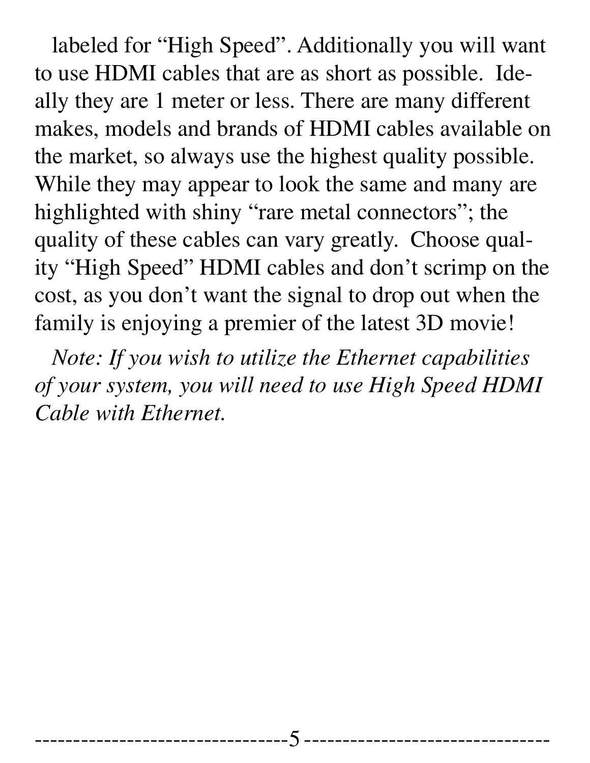labeled for "High Speed". Additionally you will want to use HDMI cables that are as short as possible. Ideally they are 1 meter or less. There are many different makes, models and brands of HDMI cables available on the market, so always use the highest quality possible. While they may appear to look the same and many are highlighted with shiny "rare metal connectors"; the quality of these cables can vary greatly. Choose quality "High Speed" HDMI cables and don't scrimp on the cost, as you don't want the signal to drop out when the family is enjoying a premier of the latest 3D movie!

*Note: If you wish to utilize the Ethernet capabilities of your system, you will need to use High Speed HDMI Cable with Ethernet.*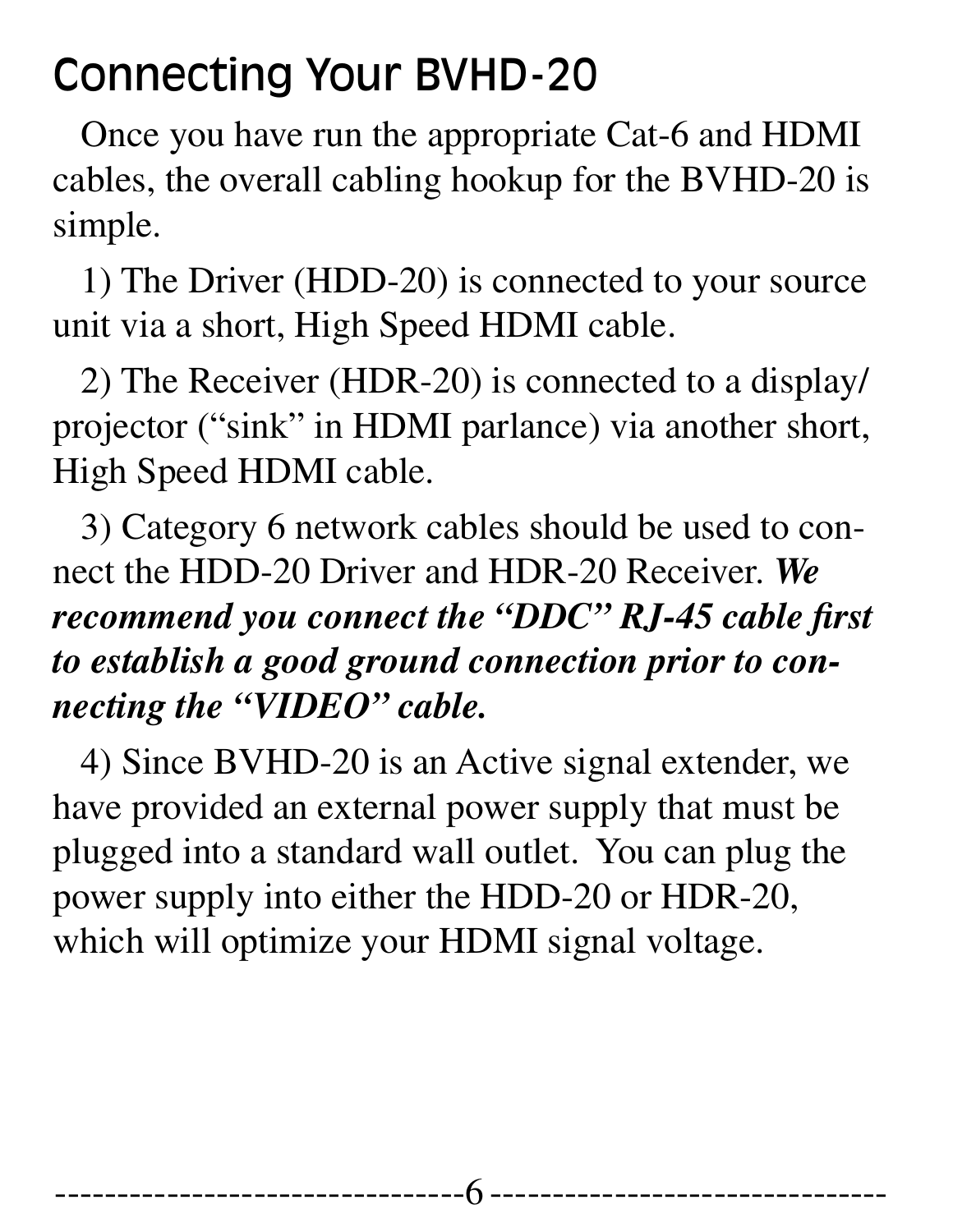# Connecting Your BVHD-20

Once you have run the appropriate Cat-6 and HDMI cables, the overall cabling hookup for the BVHD-20 is simple.

1) The Driver (HDD-20) is connected to your source unit via a short, High Speed HDMI cable.

2) The Receiver (HDR-20) is connected to a display/projector ("sink" in HDMI parlance) via another short, High Speed HDMI cable.

3) Category 6 network cables should be used to connect the HDD-20 Driver and HDR-20 Receiver. ***We recommend you connect the "DDC" RJ-45 cable first to establish a good ground connection prior to connecting the "VIDEO" cable.***

4) Since BVHD-20 is an Active signal extender, we have provided an external power supply that must be plugged into a standard wall outlet. You can plug the power supply into either the HDD-20 or HDR-20, which will optimize your HDMI signal voltage.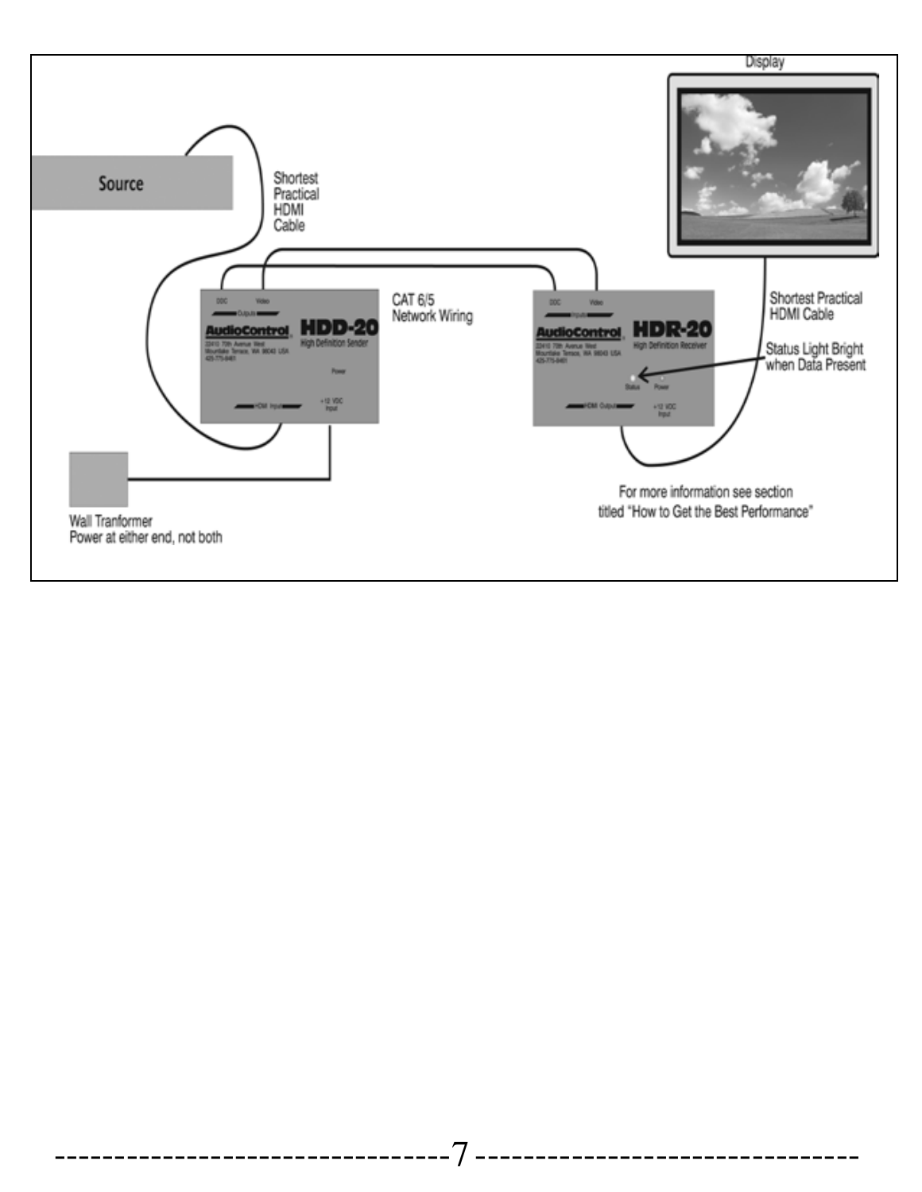Display

Source

Shortest Practical HDMI Cable

CAT 6/5 Network Wiring

Shortest Practical HDMI Cable

Status Light Bright when Data Present

DDC Video Outputs

AudioControl HDD-20 High Definition Sender

22410 70th Avenue West Mountlake Terrace, WA 98043 USA 425-775-8461

Power

HDMI Input

+12 VDC Input

DDC Video Inputs

AudioControl HDR-20 High Definition Receiver

22410 70th Avenue West Mountlake Terrace, WA 98043 USA 425-775-8461

Status Power

HDMI Output

+12 VDC Input

Wall Tranformer
Power at either end, not both

For more information see section titled "How to Get the Best Performance"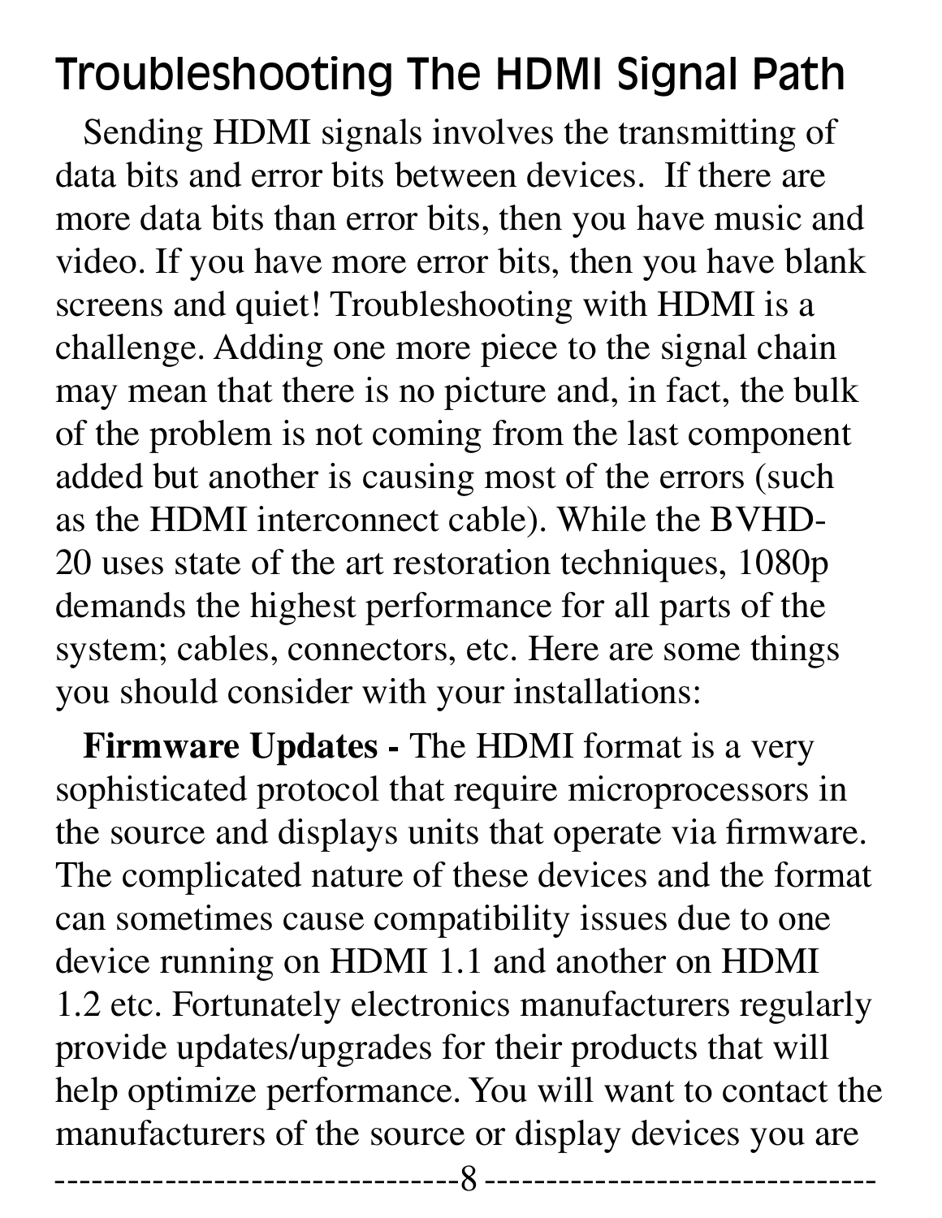# Troubleshooting The HDMI Signal Path

Sending HDMI signals involves the transmitting of data bits and error bits between devices. If there are more data bits than error bits, then you have music and video. If you have more error bits, then you have blank screens and quiet! Troubleshooting with HDMI is a challenge. Adding one more piece to the signal chain may mean that there is no picture and, in fact, the bulk of the problem is not coming from the last component added but another is causing most of the errors (such as the HDMI interconnect cable). While the BVHD-20 uses state of the art restoration techniques, 1080p demands the highest performance for all parts of the system; cables, connectors, etc. Here are some things you should consider with your installations:

**Firmware Updates -** The HDMI format is a very sophisticated protocol that require microprocessors in the source and displays units that operate via firmware. The complicated nature of these devices and the format can sometimes cause compatibility issues due to one device running on HDMI 1.1 and another on HDMI 1.2 etc. Fortunately electronics manufacturers regularly provide updates/upgrades for their products that will help optimize performance. You will want to contact the manufacturers of the source or display devices you are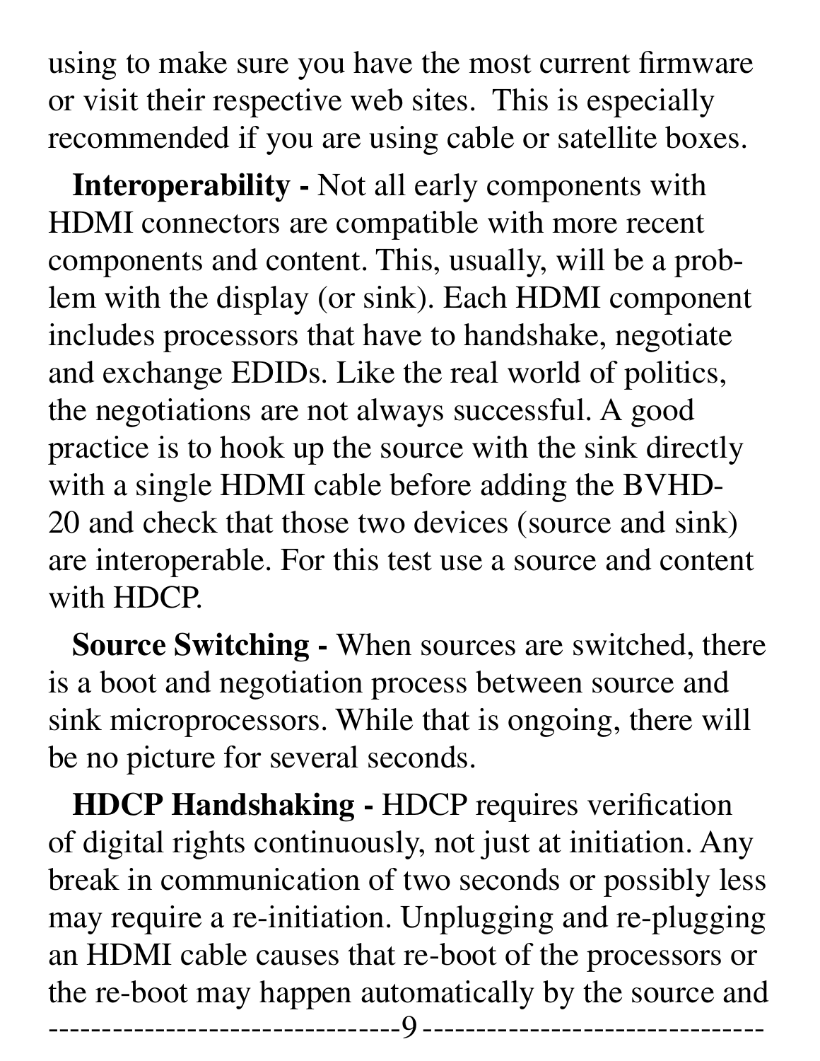using to make sure you have the most current firmware or visit their respective web sites. This is especially recommended if you are using cable or satellite boxes.

**Interoperability -** Not all early components with HDMI connectors are compatible with more recent components and content. This, usually, will be a problem with the display (or sink). Each HDMI component includes processors that have to handshake, negotiate and exchange EDIDs. Like the real world of politics, the negotiations are not always successful. A good practice is to hook up the source with the sink directly with a single HDMI cable before adding the BVHD-20 and check that those two devices (source and sink) are interoperable. For this test use a source and content with HDCP.

**Source Switching -** When sources are switched, there is a boot and negotiation process between source and sink microprocessors. While that is ongoing, there will be no picture for several seconds.

**HDCP Handshaking -** HDCP requires verification of digital rights continuously, not just at initiation. Any break in communication of two seconds or possibly less may require a re-initiation. Unplugging and re-plugging an HDMI cable causes that re-boot of the processors or the re-boot may happen automatically by the source and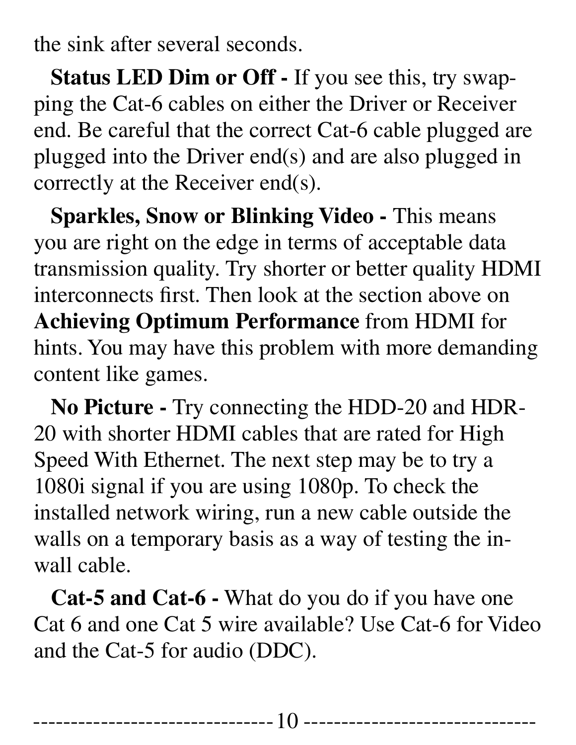the sink after several seconds.

**Status LED Dim or Off -** If you see this, try swapping the Cat-6 cables on either the Driver or Receiver end. Be careful that the correct Cat-6 cable plugged are plugged into the Driver end(s) and are also plugged in correctly at the Receiver end(s).

**Sparkles, Snow or Blinking Video -** This means you are right on the edge in terms of acceptable data transmission quality. Try shorter or better quality HDMI interconnects first. Then look at the section above on **Achieving Optimum Performance** from HDMI for hints. You may have this problem with more demanding content like games.

**No Picture -** Try connecting the HDD-20 and HDR-20 with shorter HDMI cables that are rated for High Speed With Ethernet. The next step may be to try a 1080i signal if you are using 1080p. To check the installed network wiring, run a new cable outside the walls on a temporary basis as a way of testing the in-wall cable.

**Cat-5 and Cat-6 -** What do you do if you have one Cat 6 and one Cat 5 wire available? Use Cat-6 for Video and the Cat-5 for audio (DDC).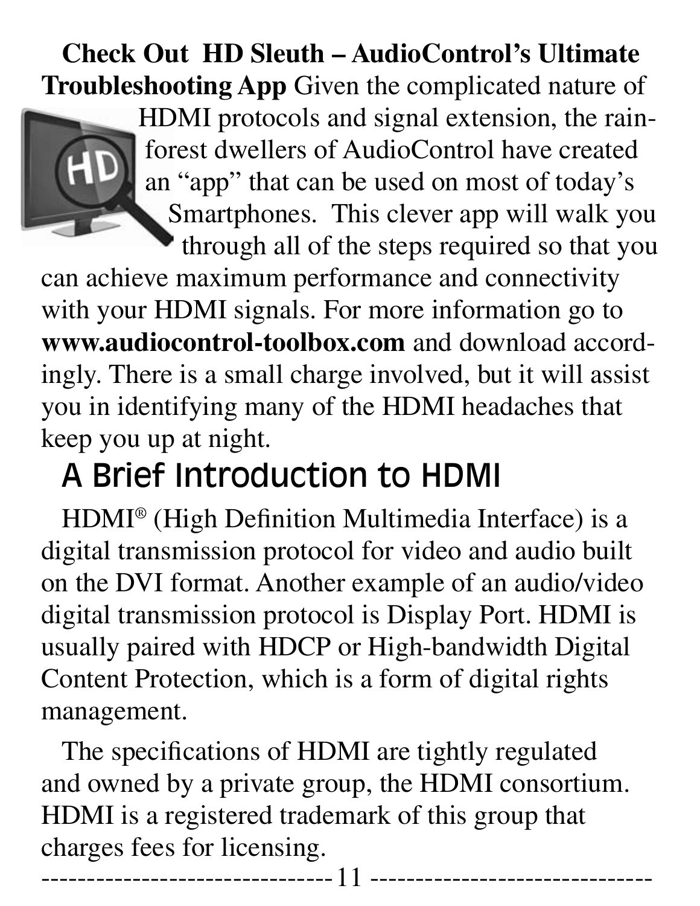**Check Out HD Sleuth – AudioControl's Ultimate Troubleshooting App** Given the complicated nature of HDMI protocols and signal extension, the rainforest dwellers of AudioControl have created an "app" that can be used on most of today's Smartphones. This clever app will walk you through all of the steps required so that you can achieve maximum performance and connectivity with your HDMI signals. For more information go to **www.audiocontrol-toolbox.com** and download accordingly. There is a small charge involved, but it will assist you in identifying many of the HDMI headaches that keep you up at night.

## A Brief Introduction to HDMI

HDMI® (High Definition Multimedia Interface) is a digital transmission protocol for video and audio built on the DVI format. Another example of an audio/video digital transmission protocol is Display Port. HDMI is usually paired with HDCP or High-bandwidth Digital Content Protection, which is a form of digital rights management.

The specifications of HDMI are tightly regulated and owned by a private group, the HDMI consortium. HDMI is a registered trademark of this group that charges fees for licensing.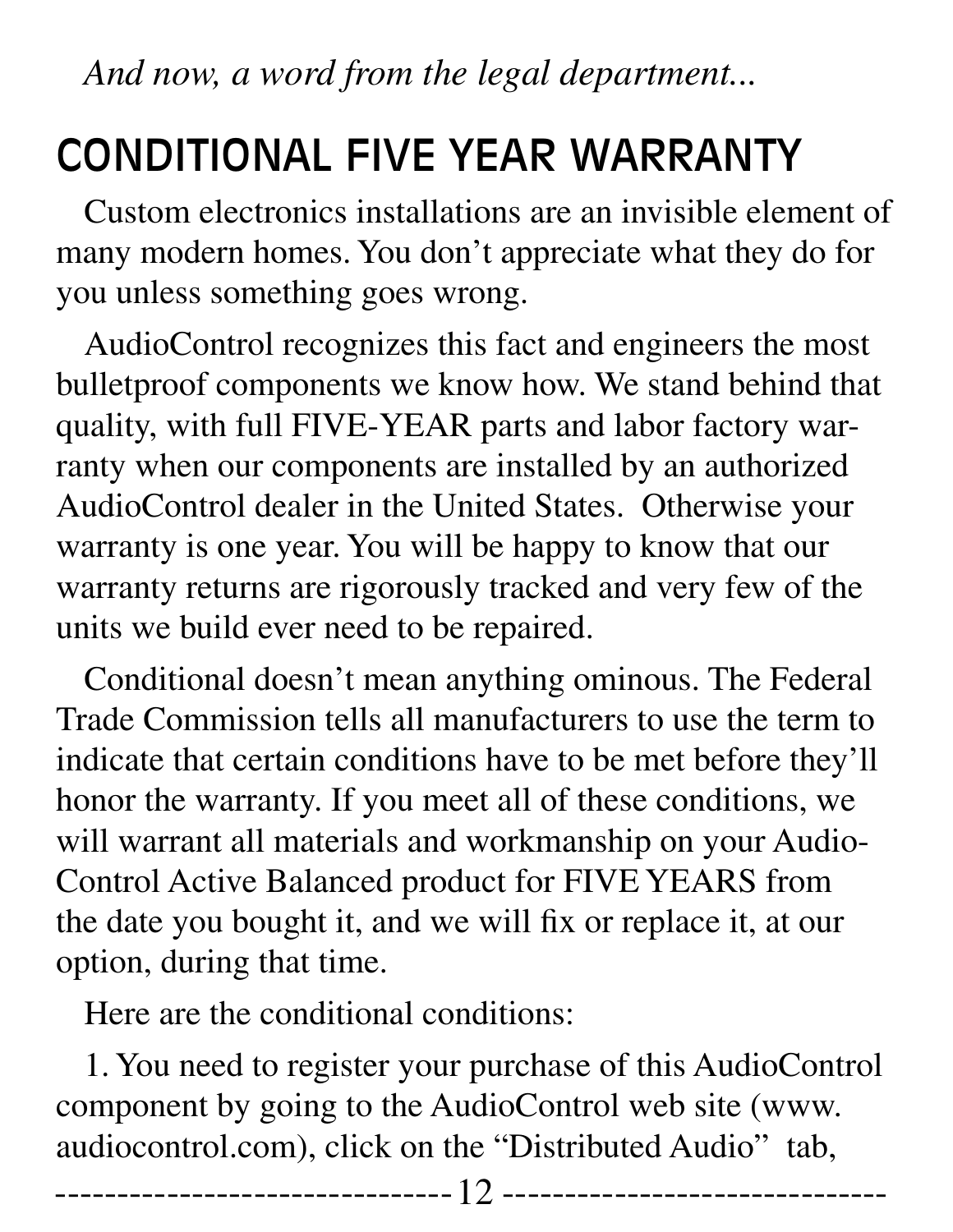*And now, a word from the legal department...*

# CONDITIONAL FIVE YEAR WARRANTY

Custom electronics installations are an invisible element of many modern homes. You don't appreciate what they do for you unless something goes wrong.

AudioControl recognizes this fact and engineers the most bulletproof components we know how. We stand behind that quality, with full FIVE-YEAR parts and labor factory warranty when our components are installed by an authorized AudioControl dealer in the United States. Otherwise your warranty is one year. You will be happy to know that our warranty returns are rigorously tracked and very few of the units we build ever need to be repaired.

Conditional doesn't mean anything ominous. The Federal Trade Commission tells all manufacturers to use the term to indicate that certain conditions have to be met before they'll honor the warranty. If you meet all of these conditions, we will warrant all materials and workmanship on your AudioControl Active Balanced product for FIVE YEARS from the date you bought it, and we will fix or replace it, at our option, during that time.

Here are the conditional conditions:

1. You need to register your purchase of this AudioControl component by going to the AudioControl web site (www.audiocontrol.com), click on the "Distributed Audio" tab,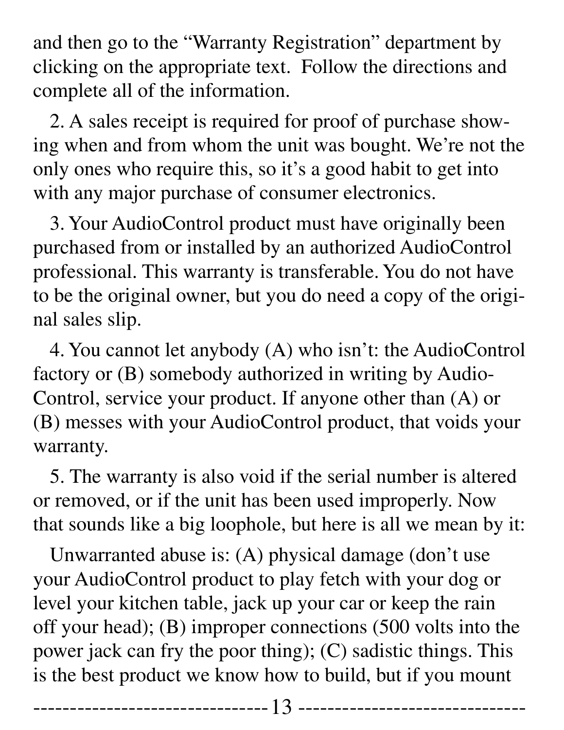and then go to the "Warranty Registration" department by clicking on the appropriate text. Follow the directions and complete all of the information.

2. A sales receipt is required for proof of purchase showing when and from whom the unit was bought. We're not the only ones who require this, so it's a good habit to get into with any major purchase of consumer electronics.

3. Your AudioControl product must have originally been purchased from or installed by an authorized AudioControl professional. This warranty is transferable. You do not have to be the original owner, but you do need a copy of the original sales slip.

4. You cannot let anybody (A) who isn't: the AudioControl factory or (B) somebody authorized in writing by AudioControl, service your product. If anyone other than (A) or (B) messes with your AudioControl product, that voids your warranty.

5. The warranty is also void if the serial number is altered or removed, or if the unit has been used improperly. Now that sounds like a big loophole, but here is all we mean by it:

Unwarranted abuse is: (A) physical damage (don't use your AudioControl product to play fetch with your dog or level your kitchen table, jack up your car or keep the rain off your head); (B) improper connections (500 volts into the power jack can fry the poor thing); (C) sadistic things. This is the best product we know how to build, but if you mount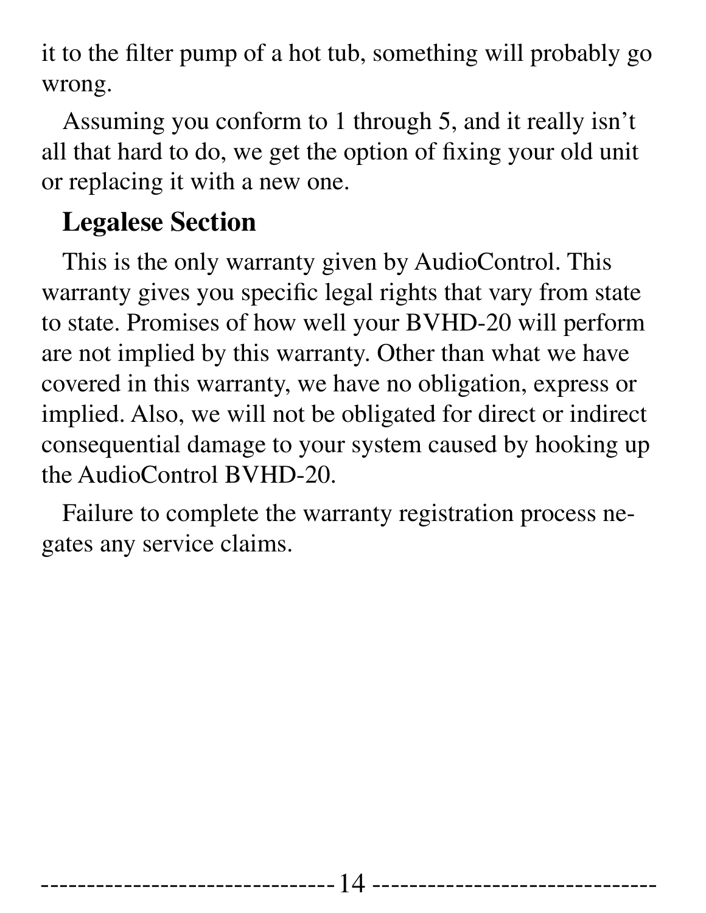it to the filter pump of a hot tub, something will probably go wrong.

Assuming you conform to 1 through 5, and it really isn't all that hard to do, we get the option of fixing your old unit or replacing it with a new one.

## Legalese Section

This is the only warranty given by AudioControl. This warranty gives you specific legal rights that vary from state to state. Promises of how well your BVHD-20 will perform are not implied by this warranty. Other than what we have covered in this warranty, we have no obligation, express or implied. Also, we will not be obligated for direct or indirect consequential damage to your system caused by hooking up the AudioControl BVHD-20.

Failure to complete the warranty registration process negates any service claims.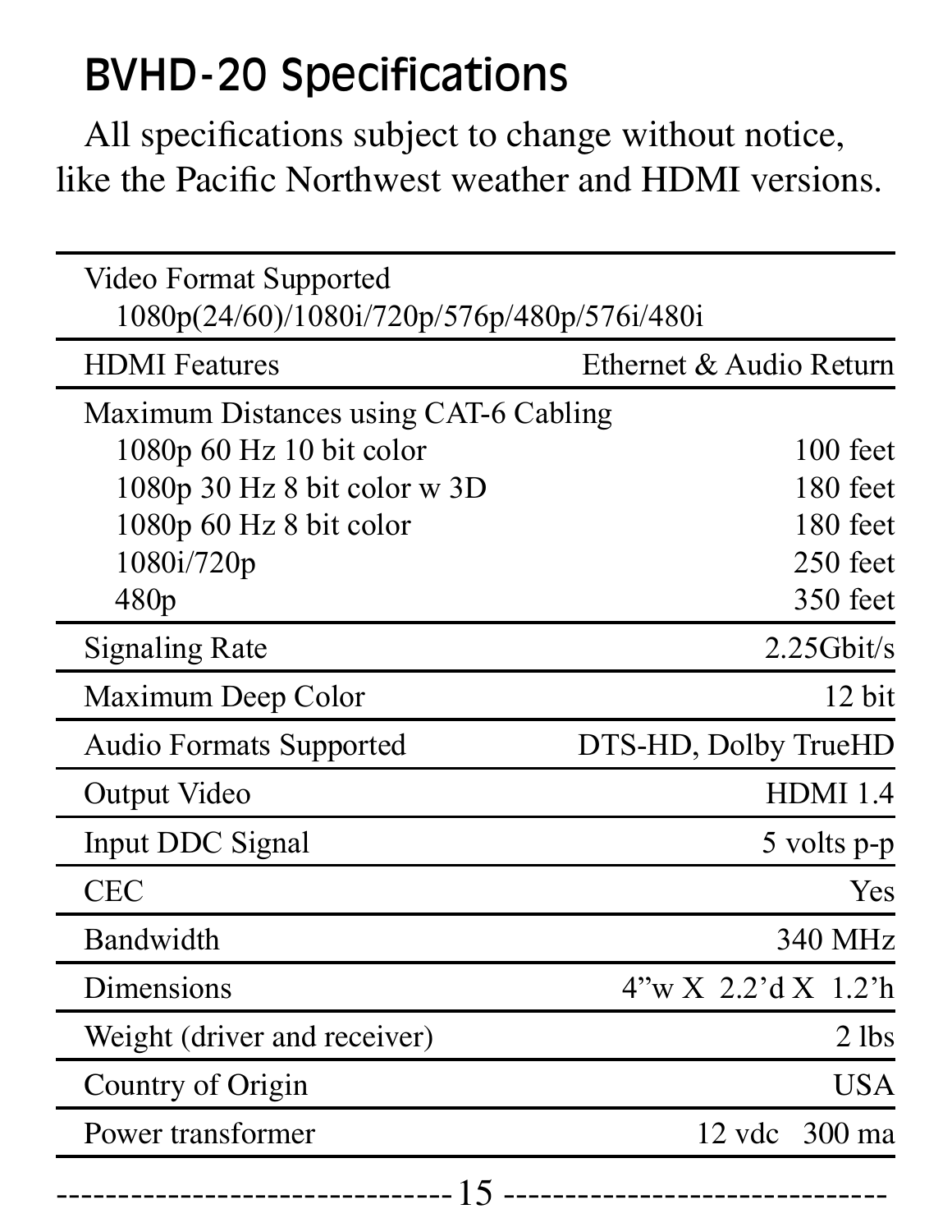# BVHD-20 Specifications

All specifications subject to change without notice, like the Pacific Northwest weather and HDMI versions.

| Specification | Value |
|---|---|
| Video Format Supported<br>1080p(24/60)/1080i/720p/576p/480p/576i/480i | |
| HDMI Features | Ethernet & Audio Return |
| Maximum Distances using CAT-6 Cabling | |
| 1080p 60 Hz 10 bit color | 100 feet |
| 1080p 30 Hz 8 bit color w 3D | 180 feet |
| 1080p 60 Hz 8 bit color | 180 feet |
| 1080i/720p | 250 feet |
| 480p | 350 feet |
| Signaling Rate | 2.25Gbit/s |
| Maximum Deep Color | 12 bit |
| Audio Formats Supported | DTS-HD, Dolby TrueHD |
| Output Video | HDMI 1.4 |
| Input DDC Signal | 5 volts p-p |
| CEC | Yes |
| Bandwidth | 340 MHz |
| Dimensions | 4"w X 2.2'd X 1.2'h |
| Weight (driver and receiver) | 2 lbs |
| Country of Origin | USA |
| Power transformer | 12 vdc 300 ma |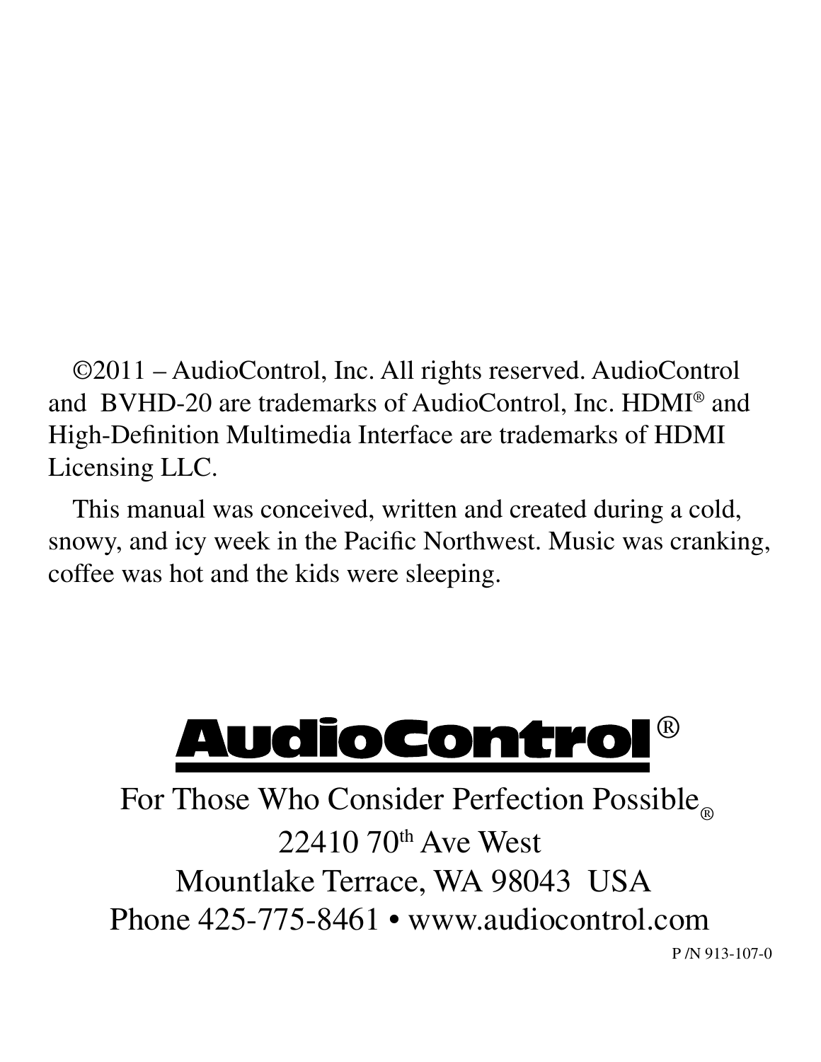©2011 – AudioControl, Inc. All rights reserved. AudioControl and BVHD-20 are trademarks of AudioControl, Inc. HDMI® and High-Definition Multimedia Interface are trademarks of HDMI Licensing LLC.

This manual was conceived, written and created during a cold, snowy, and icy week in the Pacific Northwest. Music was cranking, coffee was hot and the kids were sleeping.

AudioControl®

For Those Who Consider Perfection Possible®

22410 70th Ave West

Mountlake Terrace, WA 98043 USA

Phone 425-775-8461 • www.audiocontrol.com

P /N 913-107-0